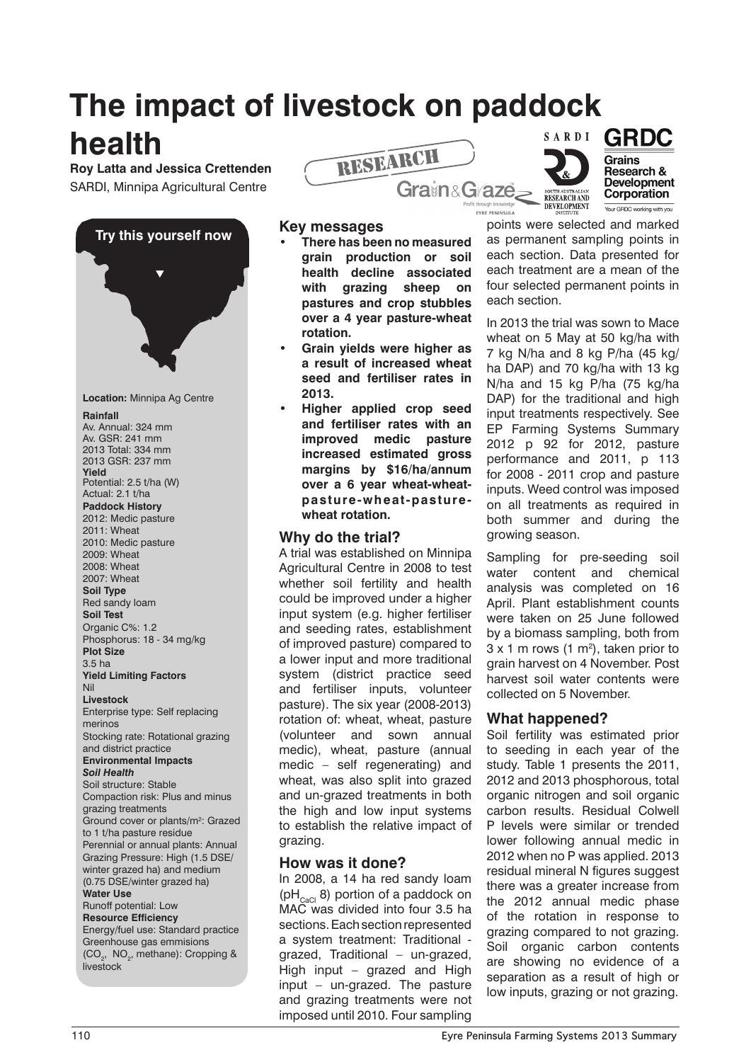# The impact of livestock on paddock health

**Roy Latta and Jessica Crettenden**
SARDI, Minnipa Agricultural Centre

RESEARCH

**Try this yourself now**

**Location:** Minnipa Ag Centre

**Rainfall**
Av. Annual: 324 mm
Av. GSR: 241 mm
2013 Total: 334 mm
2013 GSR: 237 mm

**Yield**
Potential: 2.5 t/ha (W)
Actual: 2.1 t/ha

**Paddock History**
2012: Medic pasture
2011: Wheat
2010: Medic pasture
2009: Wheat
2008: Wheat
2007: Wheat

**Soil Type**
Red sandy loam

**Soil Test**
Organic C%: 1.2
Phosphorus: 18 - 34 mg/kg

**Plot Size**
3.5 ha

**Yield Limiting Factors**
Nil

**Livestock**
Enterprise type: Self replacing merinos
Stocking rate: Rotational grazing and district practice

**Environmental Impacts**

***Soil Health***
Soil structure: Stable
Compaction risk: Plus and minus grazing treatments
Ground cover or plants/m²: Grazed to 1 t/ha pasture residue
Perennial or annual plants: Annual
Grazing Pressure: High (1.5 DSE/ winter grazed ha) and medium (0.75 DSE/winter grazed ha)

**Water Use**
Runoff potential: Low

**Resource Efficiency**
Energy/fuel use: Standard practice
Greenhouse gas emmisions ($CO_2$, $NO_2$, methane): Cropping & livestock

## Key messages

- **There has been no measured grain production or soil health decline associated with grazing sheep on pastures and crop stubbles over a 4 year pasture-wheat rotation.**
- **Grain yields were higher as a result of increased wheat seed and fertiliser rates in 2013.**
- **Higher applied crop seed and fertiliser rates with an improved medic pasture increased estimated gross margins by $16/ha/annum over a 6 year wheat-wheat-pasture-wheat-pasture-wheat rotation.**

## Why do the trial?

A trial was established on Minnipa Agricultural Centre in 2008 to test whether soil fertility and health could be improved under a higher input system (e.g. higher fertiliser and seeding rates, establishment of improved pasture) compared to a lower input and more traditional system (district practice seed and fertiliser inputs, volunteer pasture). The six year (2008-2013) rotation of: wheat, wheat, pasture (volunteer and sown annual medic), wheat, pasture (annual medic – self regenerating) and wheat, was also split into grazed and un-grazed treatments in both the high and low input systems to establish the relative impact of grazing.

## How was it done?

In 2008, a 14 ha red sandy loam ($pH_{CaCl}$ 8) portion of a paddock on MAC was divided into four 3.5 ha sections. Each section represented a system treatment: Traditional - grazed, Traditional – un-grazed, High input – grazed and High input – un-grazed. The pasture and grazing treatments were not imposed until 2010. Four sampling points were selected and marked as permanent sampling points in each section. Data presented for each treatment are a mean of the four selected permanent points in each section.

In 2013 the trial was sown to Mace wheat on 5 May at 50 kg/ha with 7 kg N/ha and 8 kg P/ha (45 kg/ ha DAP) and 70 kg/ha with 13 kg N/ha and 15 kg P/ha (75 kg/ha DAP) for the traditional and high input treatments respectively. See EP Farming Systems Summary 2012 p 92 for 2012, pasture performance and 2011, p 113 for 2008 - 2011 crop and pasture inputs. Weed control was imposed on all treatments as required in both summer and during the growing season.

Sampling for pre-seeding soil water content and chemical analysis was completed on 16 April. Plant establishment counts were taken on 25 June followed by a biomass sampling, both from 3 x 1 m rows (1 m²), taken prior to grain harvest on 4 November. Post harvest soil water contents were collected on 5 November.

## What happened?

Soil fertility was estimated prior to seeding in each year of the study. Table 1 presents the 2011, 2012 and 2013 phosphorous, total organic nitrogen and soil organic carbon results. Residual Colwell P levels were similar or trended lower following annual medic in 2012 when no P was applied. 2013 residual mineral N figures suggest there was a greater increase from the 2012 annual medic phase of the rotation in response to grazing compared to not grazing. Soil organic carbon contents are showing no evidence of a separation as a result of high or low inputs, grazing or not grazing.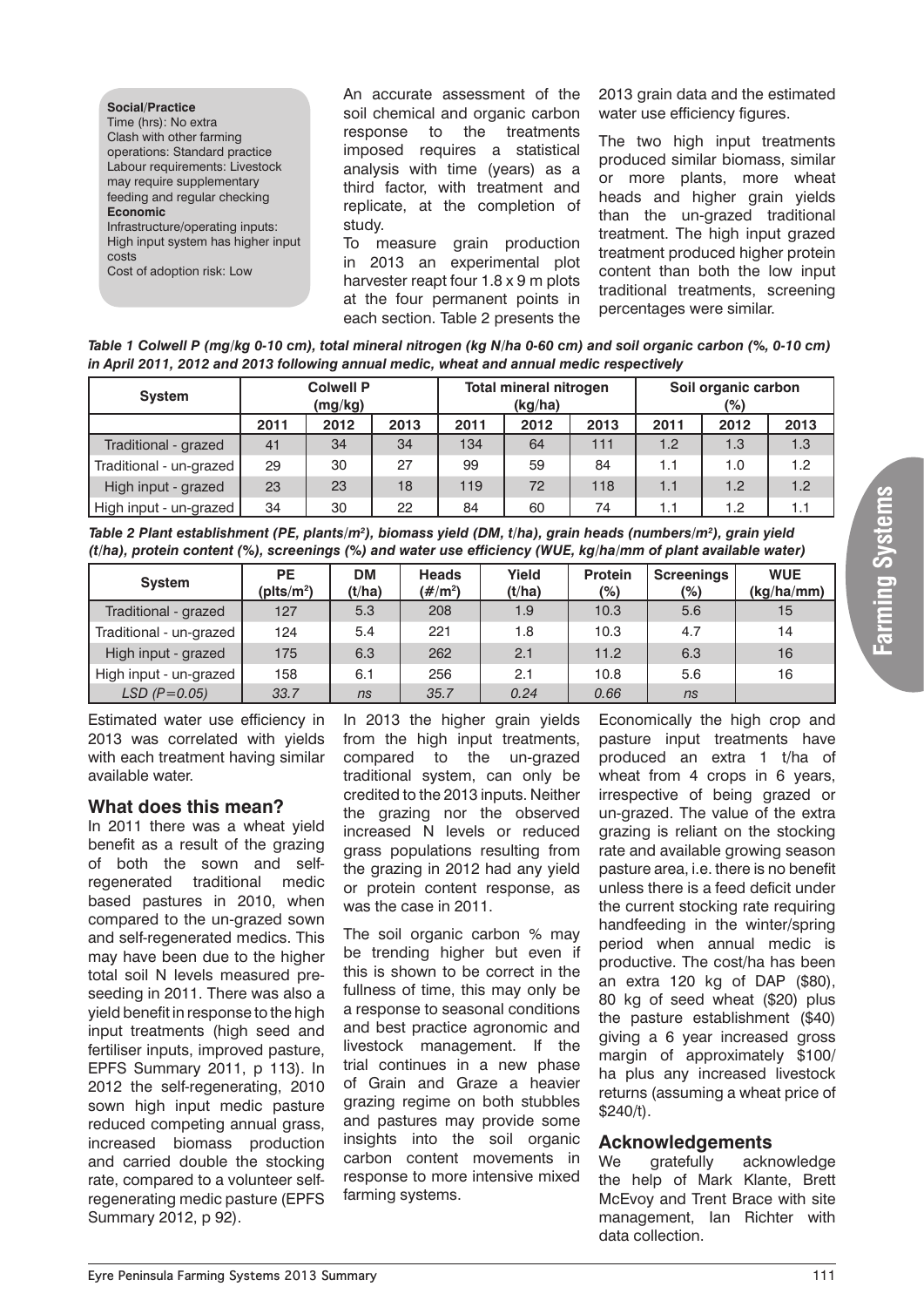**Social/Practice**

Time (hrs): No extra

Clash with other farming operations: Standard practice

Labour requirements: Livestock may require supplementary feeding and regular checking

**Economic**

Infrastructure/operating inputs: High input system has higher input costs

Cost of adoption risk: Low

An accurate assessment of the soil chemical and organic carbon response to the treatments imposed requires a statistical analysis with time (years) as a third factor, with treatment and replicate, at the completion of study.

To measure grain production in 2013 an experimental plot harvester reapt four 1.8 x 9 m plots at the four permanent points in each section. Table 2 presents the 2013 grain data and the estimated water use efficiency figures.

The two high input treatments produced similar biomass, similar or more plants, more wheat heads and higher grain yields than the un-grazed traditional treatment. The high input grazed treatment produced higher protein content than both the low input traditional treatments, screening percentages were similar.

***Table 1** Colwell P (mg/kg 0-10 cm), total mineral nitrogen (kg N/ha 0-60 cm) and soil organic carbon (%, 0-10 cm) in April 2011, 2012 and 2013 following annual medic, wheat and annual medic respectively*

| System | Colwell P (mg/kg) | | | Total mineral nitrogen (kg/ha) | | | Soil organic carbon (%) | | |
|---|---|---|---|---|---|---|---|---|---|
| | 2011 | 2012 | 2013 | 2011 | 2012 | 2013 | 2011 | 2012 | 2013 |
| Traditional - grazed | 41 | 34 | 34 | 134 | 64 | 111 | 1.2 | 1.3 | 1.3 |
| Traditional - un-grazed | 29 | 30 | 27 | 99 | 59 | 84 | 1.1 | 1.0 | 1.2 |
| High input - grazed | 23 | 23 | 18 | 119 | 72 | 118 | 1.1 | 1.2 | 1.2 |
| High input - un-grazed | 34 | 30 | 22 | 84 | 60 | 74 | 1.1 | 1.2 | 1.1 |

***Table 2** Plant establishment (PE, plants/m²), biomass yield (DM, t/ha), grain heads (numbers/m²), grain yield (t/ha), protein content (%), screenings (%) and water use efficiency (WUE, kg/ha/mm of plant available water)*

| System | PE (plts/m²) | DM (t/ha) | Heads (#/m²) | Yield (t/ha) | Protein (%) | Screenings (%) | WUE (kg/ha/mm) |
|---|---|---|---|---|---|---|---|
| Traditional - grazed | 127 | 5.3 | 208 | 1.9 | 10.3 | 5.6 | 15 |
| Traditional - un-grazed | 124 | 5.4 | 221 | 1.8 | 10.3 | 4.7 | 14 |
| High input - grazed | 175 | 6.3 | 262 | 2.1 | 11.2 | 6.3 | 16 |
| High input - un-grazed | 158 | 6.1 | 256 | 2.1 | 10.8 | 5.6 | 16 |
| *LSD (P=0.05)* | *33.7* | *ns* | *35.7* | *0.24* | *0.66* | *ns* | |

Estimated water use efficiency in 2013 was correlated with yields with each treatment having similar available water.

## What does this mean?

In 2011 there was a wheat yield benefit as a result of the grazing of both the sown and self-regenerated traditional medic based pastures in 2010, when compared to the un-grazed sown and self-regenerated medics. This may have been due to the higher total soil N levels measured pre-seeding in 2011. There was also a yield benefit in response to the high input treatments (high seed and fertiliser inputs, improved pasture, EPFS Summary 2011, p 113). In 2012 the self-regenerating, 2010 sown high input medic pasture reduced competing annual grass, increased biomass production and carried double the stocking rate, compared to a volunteer self-regenerating medic pasture (EPFS Summary 2012, p 92).

In 2013 the higher grain yields from the high input treatments, compared to the un-grazed traditional system, can only be credited to the 2013 inputs. Neither the grazing nor the observed increased N levels or reduced grass populations resulting from the grazing in 2012 had any yield or protein content response, as was the case in 2011.

The soil organic carbon % may be trending higher but even if this is shown to be correct in the fullness of time, this may only be a response to seasonal conditions and best practice agronomic and livestock management. If the trial continues in a new phase of Grain and Graze a heavier grazing regime on both stubbles and pastures may provide some insights into the soil organic carbon content movements in response to more intensive mixed farming systems.

Economically the high crop and pasture input treatments have produced an extra 1 t/ha of wheat from 4 crops in 6 years, irrespective of being grazed or un-grazed. The value of the extra grazing is reliant on the stocking rate and available growing season pasture area, i.e. there is no benefit unless there is a feed deficit under the current stocking rate requiring handfeeding in the winter/spring period when annual medic is productive. The cost/ha has been an extra 120 kg of DAP ($80), 80 kg of seed wheat ($20) plus the pasture establishment ($40) giving a 6 year increased gross margin of approximately $100/ha plus any increased livestock returns (assuming a wheat price of $240/t).

## Acknowledgements

We gratefully acknowledge the help of Mark Klante, Brett McEvoy and Trent Brace with site management, Ian Richter with data collection.